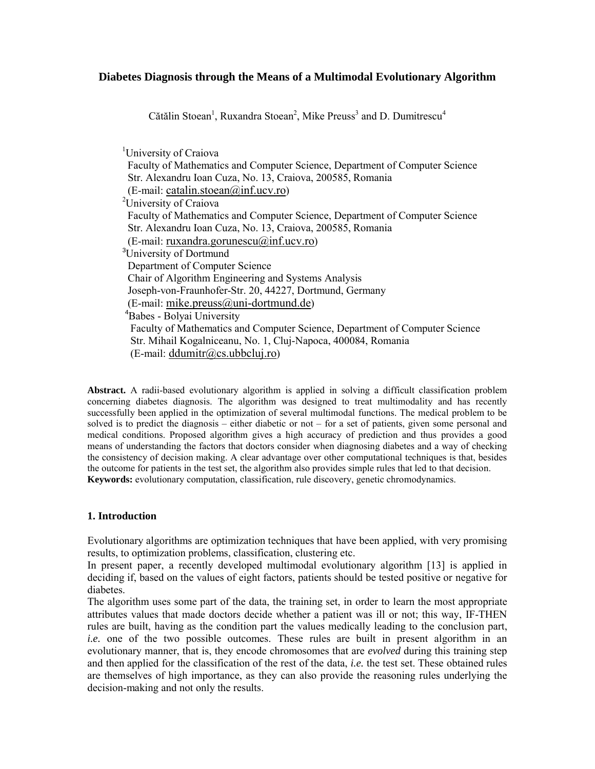# Diabetes Diagnosis through the Means of a Multimodal Evolutionary Algorithm

Cătălin Stoean[1], Ruxandra Stoean[2], Mike Preuss[3] and D. Dumitrescu[4]

[1]University of Craiova
Faculty of Mathematics and Computer Science, Department of Computer Science
Str. Alexandru Ioan Cuza, No. 13, Craiova, 200585, Romania
(E-mail: catalin.stoean@inf.ucv.ro)

[2]University of Craiova
Faculty of Mathematics and Computer Science, Department of Computer Science
Str. Alexandru Ioan Cuza, No. 13, Craiova, 200585, Romania
(E-mail: ruxandra.gorunescu@inf.ucv.ro)

[3]University of Dortmund
Department of Computer Science
Chair of Algorithm Engineering and Systems Analysis
Joseph-von-Fraunhofer-Str. 20, 44227, Dortmund, Germany
(E-mail: mike.preuss@uni-dortmund.de)

[4]Babes - Bolyai University
Faculty of Mathematics and Computer Science, Department of Computer Science
Str. Mihail Kogalniceanu, No. 1, Cluj-Napoca, 400084, Romania
(E-mail: ddumitr@cs.ubbcluj.ro)

**Abstract.** A radii-based evolutionary algorithm is applied in solving a difficult classification problem concerning diabetes diagnosis. The algorithm was designed to treat multimodality and has recently successfully been applied in the optimization of several multimodal functions. The medical problem to be solved is to predict the diagnosis – either diabetic or not – for a set of patients, given some personal and medical conditions. Proposed algorithm gives a high accuracy of prediction and thus provides a good means of understanding the factors that doctors consider when diagnosing diabetes and a way of checking the consistency of decision making. A clear advantage over other computational techniques is that, besides the outcome for patients in the test set, the algorithm also provides simple rules that led to that decision.
**Keywords:** evolutionary computation, classification, rule discovery, genetic chromodynamics.

## 1. Introduction

Evolutionary algorithms are optimization techniques that have been applied, with very promising results, to optimization problems, classification, clustering etc.

In present paper, a recently developed multimodal evolutionary algorithm [13] is applied in deciding if, based on the values of eight factors, patients should be tested positive or negative for diabetes.

The algorithm uses some part of the data, the training set, in order to learn the most appropriate attributes values that made doctors decide whether a patient was ill or not; this way, IF-THEN rules are built, having as the condition part the values medically leading to the conclusion part, *i.e.* one of the two possible outcomes. These rules are built in present algorithm in an evolutionary manner, that is, they encode chromosomes that are *evolved* during this training step and then applied for the classification of the rest of the data, *i.e.* the test set. These obtained rules are themselves of high importance, as they can also provide the reasoning rules underlying the decision-making and not only the results.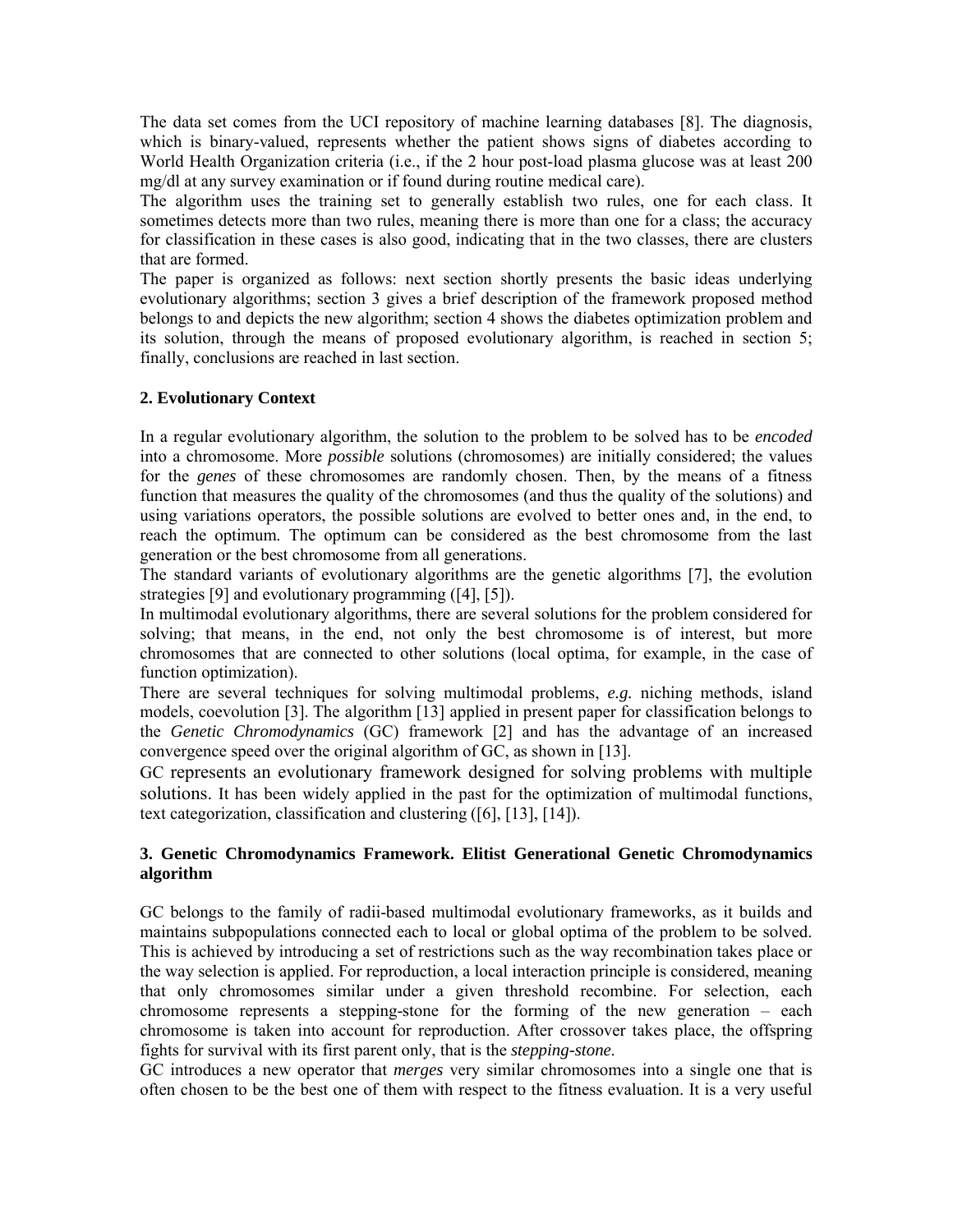The data set comes from the UCI repository of machine learning databases [8]. The diagnosis, which is binary-valued, represents whether the patient shows signs of diabetes according to World Health Organization criteria (i.e., if the 2 hour post-load plasma glucose was at least 200 mg/dl at any survey examination or if found during routine medical care).

The algorithm uses the training set to generally establish two rules, one for each class. It sometimes detects more than two rules, meaning there is more than one for a class; the accuracy for classification in these cases is also good, indicating that in the two classes, there are clusters that are formed.

The paper is organized as follows: next section shortly presents the basic ideas underlying evolutionary algorithms; section 3 gives a brief description of the framework proposed method belongs to and depicts the new algorithm; section 4 shows the diabetes optimization problem and its solution, through the means of proposed evolutionary algorithm, is reached in section 5; finally, conclusions are reached in last section.

## 2. Evolutionary Context

In a regular evolutionary algorithm, the solution to the problem to be solved has to be *encoded* into a chromosome. More *possible* solutions (chromosomes) are initially considered; the values for the *genes* of these chromosomes are randomly chosen. Then, by the means of a fitness function that measures the quality of the chromosomes (and thus the quality of the solutions) and using variations operators, the possible solutions are evolved to better ones and, in the end, to reach the optimum. The optimum can be considered as the best chromosome from the last generation or the best chromosome from all generations.

The standard variants of evolutionary algorithms are the genetic algorithms [7], the evolution strategies [9] and evolutionary programming ([4], [5]).

In multimodal evolutionary algorithms, there are several solutions for the problem considered for solving; that means, in the end, not only the best chromosome is of interest, but more chromosomes that are connected to other solutions (local optima, for example, in the case of function optimization).

There are several techniques for solving multimodal problems, *e.g.* niching methods, island models, coevolution [3]. The algorithm [13] applied in present paper for classification belongs to the *Genetic Chromodynamics* (GC) framework [2] and has the advantage of an increased convergence speed over the original algorithm of GC, as shown in [13].

GC represents an evolutionary framework designed for solving problems with multiple solutions. It has been widely applied in the past for the optimization of multimodal functions, text categorization, classification and clustering ([6], [13], [14]).

## 3. Genetic Chromodynamics Framework. Elitist Generational Genetic Chromodynamics algorithm

GC belongs to the family of radii-based multimodal evolutionary frameworks, as it builds and maintains subpopulations connected each to local or global optima of the problem to be solved. This is achieved by introducing a set of restrictions such as the way recombination takes place or the way selection is applied. For reproduction, a local interaction principle is considered, meaning that only chromosomes similar under a given threshold recombine. For selection, each chromosome represents a stepping-stone for the forming of the new generation – each chromosome is taken into account for reproduction. After crossover takes place, the offspring fights for survival with its first parent only, that is the *stepping-stone*.

GC introduces a new operator that *merges* very similar chromosomes into a single one that is often chosen to be the best one of them with respect to the fitness evaluation. It is a very useful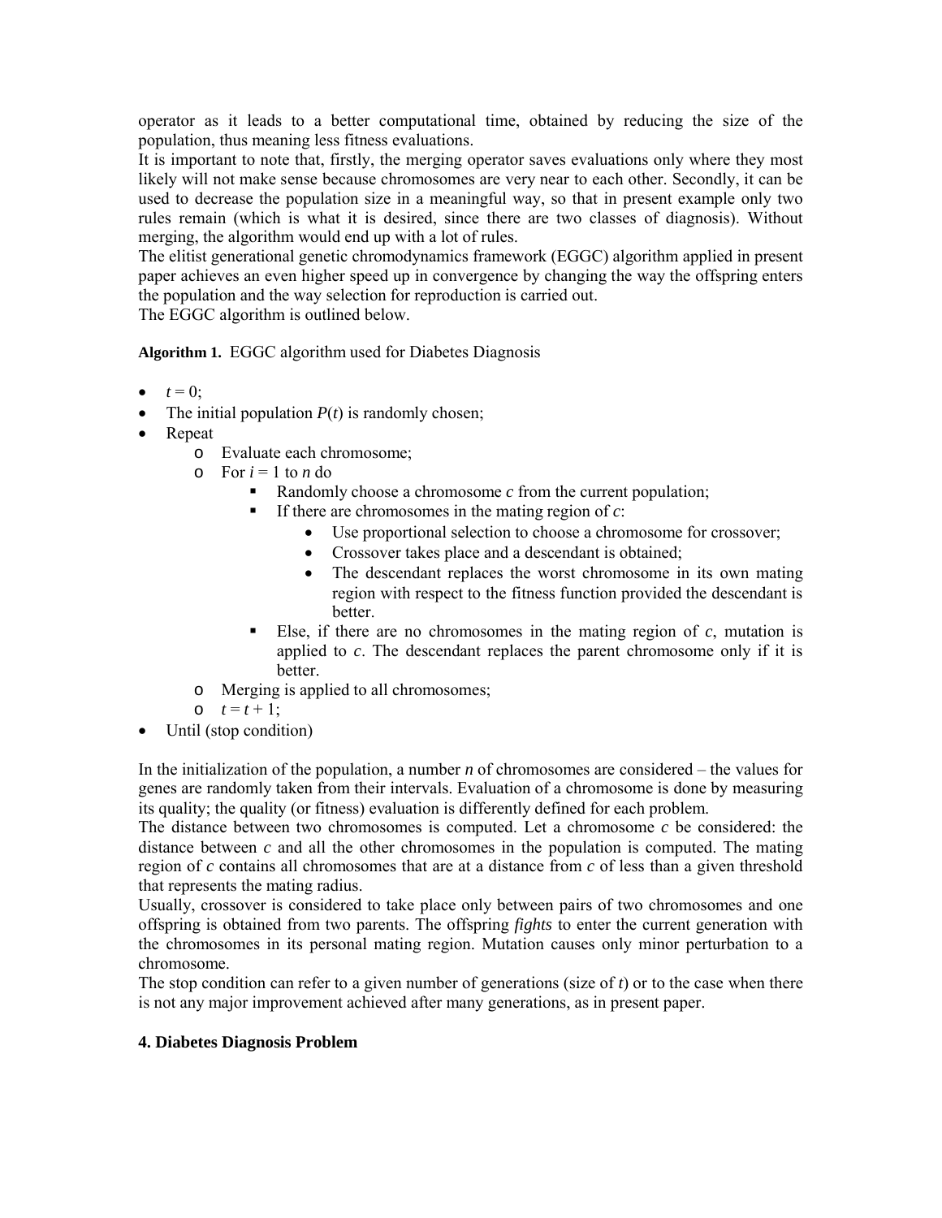operator as it leads to a better computational time, obtained by reducing the size of the population, thus meaning less fitness evaluations.

It is important to note that, firstly, the merging operator saves evaluations only where they most likely will not make sense because chromosomes are very near to each other. Secondly, it can be used to decrease the population size in a meaningful way, so that in present example only two rules remain (which is what it is desired, since there are two classes of diagnosis). Without merging, the algorithm would end up with a lot of rules.

The elitist generational genetic chromodynamics framework (EGGC) algorithm applied in present paper achieves an even higher speed up in convergence by changing the way the offspring enters the population and the way selection for reproduction is carried out.

The EGGC algorithm is outlined below.

**Algorithm 1.** EGGC algorithm used for Diabetes Diagnosis

- $t = 0$;
- The initial population $P(t)$ is randomly chosen;
- Repeat
  - Evaluate each chromosome;
  - For $i = 1$ to $n$ do
    - Randomly choose a chromosome $c$ from the current population;
    - If there are chromosomes in the mating region of $c$:
      - Use proportional selection to choose a chromosome for crossover;
      - Crossover takes place and a descendant is obtained;
      - The descendant replaces the worst chromosome in its own mating region with respect to the fitness function provided the descendant is better.
    - Else, if there are no chromosomes in the mating region of $c$, mutation is applied to $c$. The descendant replaces the parent chromosome only if it is better.
  - Merging is applied to all chromosomes;
  - $t = t + 1$;
- Until (stop condition)

In the initialization of the population, a number $n$ of chromosomes are considered – the values for genes are randomly taken from their intervals. Evaluation of a chromosome is done by measuring its quality; the quality (or fitness) evaluation is differently defined for each problem.

The distance between two chromosomes is computed. Let a chromosome $c$ be considered: the distance between $c$ and all the other chromosomes in the population is computed. The mating region of $c$ contains all chromosomes that are at a distance from $c$ of less than a given threshold that represents the mating radius.

Usually, crossover is considered to take place only between pairs of two chromosomes and one offspring is obtained from two parents. The offspring *fights* to enter the current generation with the chromosomes in its personal mating region. Mutation causes only minor perturbation to a chromosome.

The stop condition can refer to a given number of generations (size of $t$) or to the case when there is not any major improvement achieved after many generations, as in present paper.

## 4. Diabetes Diagnosis Problem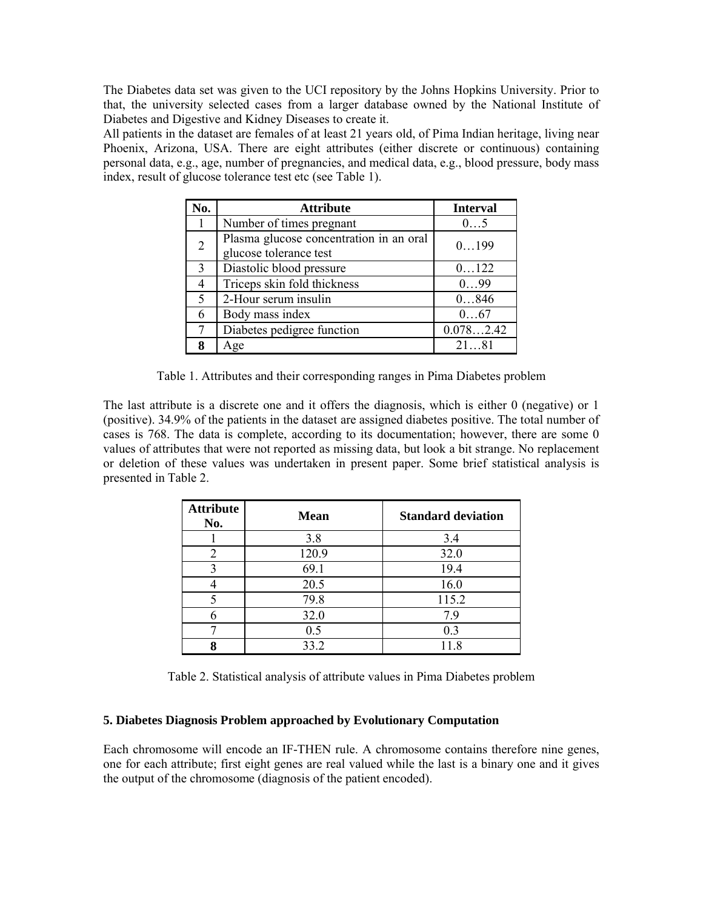The Diabetes data set was given to the UCI repository by the Johns Hopkins University. Prior to that, the university selected cases from a larger database owned by the National Institute of Diabetes and Digestive and Kidney Diseases to create it.

All patients in the dataset are females of at least 21 years old, of Pima Indian heritage, living near Phoenix, Arizona, USA. There are eight attributes (either discrete or continuous) containing personal data, e.g., age, number of pregnancies, and medical data, e.g., blood pressure, body mass index, result of glucose tolerance test etc (see Table 1).

| No. | Attribute | Interval |
|---|---|---|
| 1 | Number of times pregnant | 0…5 |
| 2 | Plasma glucose concentration in an oral glucose tolerance test | 0…199 |
| 3 | Diastolic blood pressure | 0…122 |
| 4 | Triceps skin fold thickness | 0…99 |
| 5 | 2-Hour serum insulin | 0…846 |
| 6 | Body mass index | 0…67 |
| 7 | Diabetes pedigree function | 0.078…2.42 |
| **8** | Age | 21…81 |

Table 1. Attributes and their corresponding ranges in Pima Diabetes problem

The last attribute is a discrete one and it offers the diagnosis, which is either 0 (negative) or 1 (positive). 34.9% of the patients in the dataset are assigned diabetes positive. The total number of cases is 768. The data is complete, according to its documentation; however, there are some 0 values of attributes that were not reported as missing data, but look a bit strange. No replacement or deletion of these values was undertaken in present paper. Some brief statistical analysis is presented in Table 2.

| Attribute No. | Mean | Standard deviation |
|---|---|---|
| 1 | 3.8 | 3.4 |
| 2 | 120.9 | 32.0 |
| 3 | 69.1 | 19.4 |
| 4 | 20.5 | 16.0 |
| 5 | 79.8 | 115.2 |
| 6 | 32.0 | 7.9 |
| 7 | 0.5 | 0.3 |
| **8** | 33.2 | 11.8 |

Table 2. Statistical analysis of attribute values in Pima Diabetes problem

## 5. Diabetes Diagnosis Problem approached by Evolutionary Computation

Each chromosome will encode an IF-THEN rule. A chromosome contains therefore nine genes, one for each attribute; first eight genes are real valued while the last is a binary one and it gives the output of the chromosome (diagnosis of the patient encoded).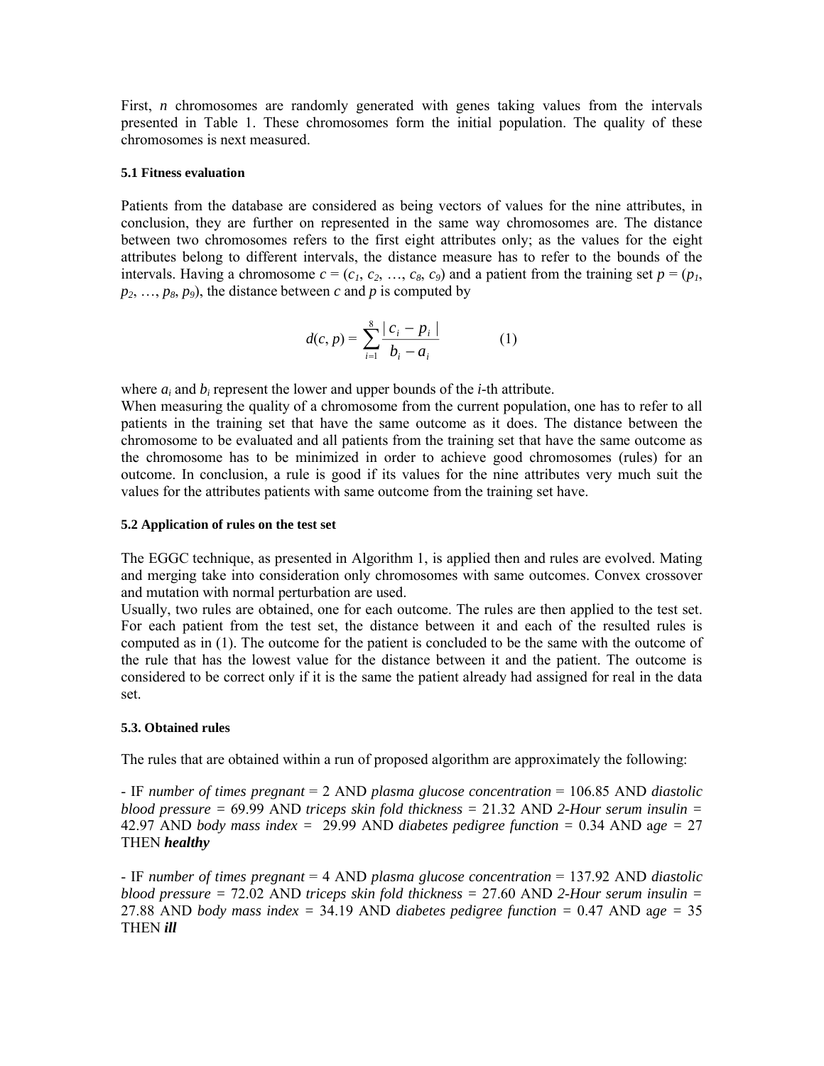First, *n* chromosomes are randomly generated with genes taking values from the intervals presented in Table 1. These chromosomes form the initial population. The quality of these chromosomes is next measured.

#### 5.1 Fitness evaluation

Patients from the database are considered as being vectors of values for the nine attributes, in conclusion, they are further on represented in the same way chromosomes are. The distance between two chromosomes refers to the first eight attributes only; as the values for the eight attributes belong to different intervals, the distance measure has to refer to the bounds of the intervals. Having a chromosome $c = (c_1, c_2, \ldots, c_8, c_9)$ and a patient from the training set $p = (p_1, p_2, \ldots, p_8, p_9)$, the distance between *c* and *p* is computed by

$$d(c, p) = \sum_{i=1}^{8} \frac{|c_i - p_i|}{b_i - a_i} \qquad (1)$$

where $a_i$ and $b_i$ represent the lower and upper bounds of the *i*-th attribute.
When measuring the quality of a chromosome from the current population, one has to refer to all patients in the training set that have the same outcome as it does. The distance between the chromosome to be evaluated and all patients from the training set that have the same outcome as the chromosome has to be minimized in order to achieve good chromosomes (rules) for an outcome. In conclusion, a rule is good if its values for the nine attributes very much suit the values for the attributes patients with same outcome from the training set have.

#### 5.2 Application of rules on the test set

The EGGC technique, as presented in Algorithm 1, is applied then and rules are evolved. Mating and merging take into consideration only chromosomes with same outcomes. Convex crossover and mutation with normal perturbation are used.
Usually, two rules are obtained, one for each outcome. The rules are then applied to the test set. For each patient from the test set, the distance between it and each of the resulted rules is computed as in (1). The outcome for the patient is concluded to be the same with the outcome of the rule that has the lowest value for the distance between it and the patient. The outcome is considered to be correct only if it is the same the patient already had assigned for real in the data set.

#### 5.3. Obtained rules

The rules that are obtained within a run of proposed algorithm are approximately the following:

- IF *number of times pregnant* = 2 AND *plasma glucose concentration* = 106.85 AND *diastolic blood pressure* = 69.99 AND *triceps skin fold thickness* = 21.32 AND *2-Hour serum insulin* = 42.97 AND *body mass index* = 29.99 AND *diabetes pedigree function* = 0.34 AND a*ge* = 27 THEN ***healthy***

- IF *number of times pregnant* = 4 AND *plasma glucose concentration* = 137.92 AND *diastolic blood pressure* = 72.02 AND *triceps skin fold thickness* = 27.60 AND *2-Hour serum insulin* = 27.88 AND *body mass index* = 34.19 AND *diabetes pedigree function* = 0.47 AND a*ge* = 35 THEN ***ill***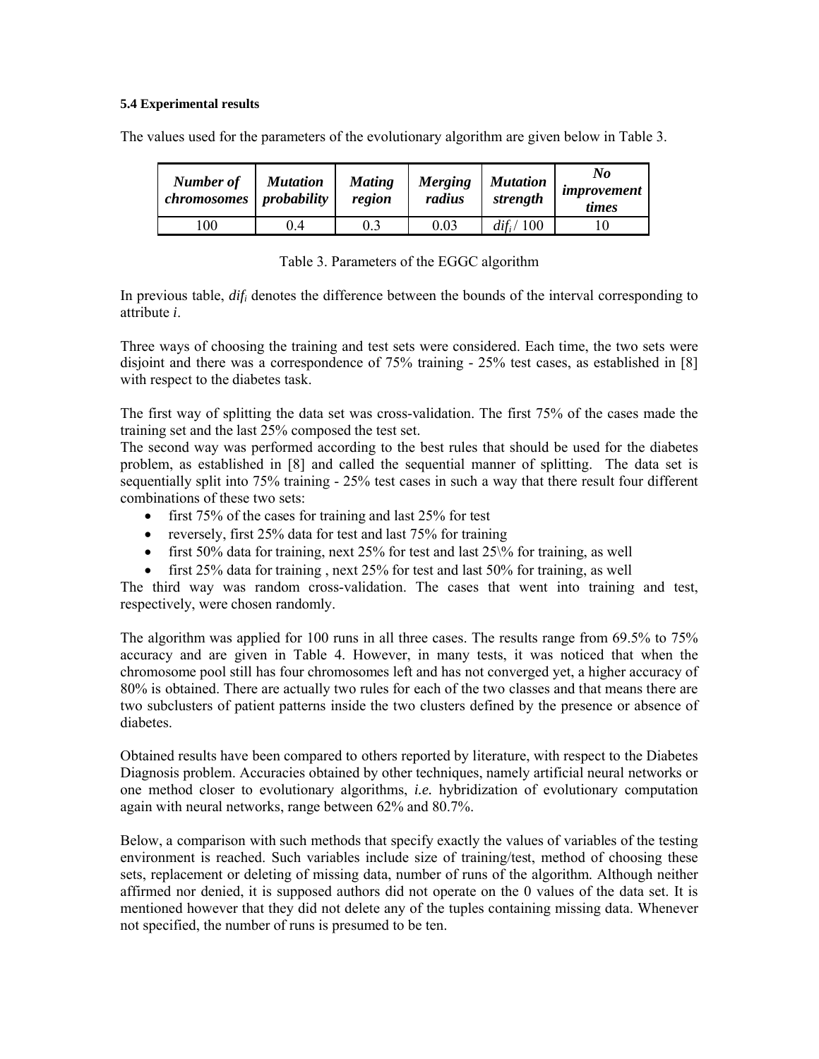#### 5.4 Experimental results

The values used for the parameters of the evolutionary algorithm are given below in Table 3.

| ***Number of chromosomes*** | ***Mutation probability*** | ***Mating region*** | ***Merging radius*** | ***Mutation strength*** | ***No improvement times*** |
|---|---|---|---|---|---|
| 100 | 0.4 | 0.3 | 0.03 | $dif_i$ / 100 | 10 |

Table 3. Parameters of the EGGC algorithm

In previous table, $dif_i$ denotes the difference between the bounds of the interval corresponding to attribute $i$.

Three ways of choosing the training and test sets were considered. Each time, the two sets were disjoint and there was a correspondence of 75% training - 25% test cases, as established in [8] with respect to the diabetes task.

The first way of splitting the data set was cross-validation. The first 75% of the cases made the training set and the last 25% composed the test set.

The second way was performed according to the best rules that should be used for the diabetes problem, as established in [8] and called the sequential manner of splitting. The data set is sequentially split into 75% training - 25% test cases in such a way that there result four different combinations of these two sets:

- first 75% of the cases for training and last 25% for test
- reversely, first 25% data for test and last 75% for training
- first 50% data for training, next 25% for test and last 25\% for training, as well
- first 25% data for training , next 25% for test and last 50% for training, as well

The third way was random cross-validation. The cases that went into training and test, respectively, were chosen randomly.

The algorithm was applied for 100 runs in all three cases. The results range from 69.5% to 75% accuracy and are given in Table 4. However, in many tests, it was noticed that when the chromosome pool still has four chromosomes left and has not converged yet, a higher accuracy of 80% is obtained. There are actually two rules for each of the two classes and that means there are two subclusters of patient patterns inside the two clusters defined by the presence or absence of diabetes.

Obtained results have been compared to others reported by literature, with respect to the Diabetes Diagnosis problem. Accuracies obtained by other techniques, namely artificial neural networks or one method closer to evolutionary algorithms, *i.e.* hybridization of evolutionary computation again with neural networks, range between 62% and 80.7%.

Below, a comparison with such methods that specify exactly the values of variables of the testing environment is reached. Such variables include size of training/test, method of choosing these sets, replacement or deleting of missing data, number of runs of the algorithm. Although neither affirmed nor denied, it is supposed authors did not operate on the 0 values of the data set. It is mentioned however that they did not delete any of the tuples containing missing data. Whenever not specified, the number of runs is presumed to be ten.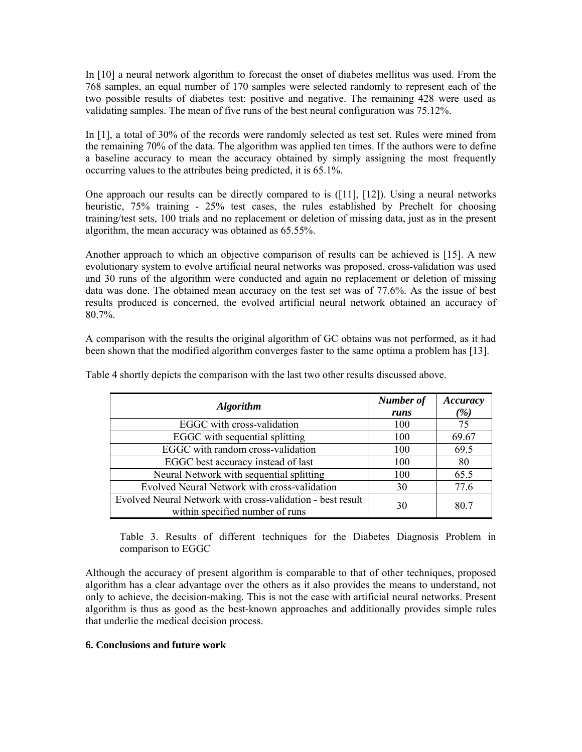In [10] a neural network algorithm to forecast the onset of diabetes mellitus was used. From the 768 samples, an equal number of 170 samples were selected randomly to represent each of the two possible results of diabetes test: positive and negative. The remaining 428 were used as validating samples. The mean of five runs of the best neural configuration was 75.12%.

In [1], a total of 30% of the records were randomly selected as test set. Rules were mined from the remaining 70% of the data. The algorithm was applied ten times. If the authors were to define a baseline accuracy to mean the accuracy obtained by simply assigning the most frequently occurring values to the attributes being predicted, it is 65.1%.

One approach our results can be directly compared to is ([11], [12]). Using a neural networks heuristic, 75% training - 25% test cases, the rules established by Prechelt for choosing training/test sets, 100 trials and no replacement or deletion of missing data, just as in the present algorithm, the mean accuracy was obtained as 65.55%.

Another approach to which an objective comparison of results can be achieved is [15]. A new evolutionary system to evolve artificial neural networks was proposed, cross-validation was used and 30 runs of the algorithm were conducted and again no replacement or deletion of missing data was done. The obtained mean accuracy on the test set was of 77.6%. As the issue of best results produced is concerned, the evolved artificial neural network obtained an accuracy of 80.7%.

A comparison with the results the original algorithm of GC obtains was not performed, as it had been shown that the modified algorithm converges faster to the same optima a problem has [13].

Table 4 shortly depicts the comparison with the last two other results discussed above.

| *Algorithm* | *Number of runs* | *Accuracy (%)* |
|---|---|---|
| EGGC with cross-validation | 100 | 75 |
| EGGC with sequential splitting | 100 | 69.67 |
| EGGC with random cross-validation | 100 | 69.5 |
| EGGC best accuracy instead of last | 100 | 80 |
| Neural Network with sequential splitting | 100 | 65.5 |
| Evolved Neural Network with cross-validation | 30 | 77.6 |
| Evolved Neural Network with cross-validation - best result within specified number of runs | 30 | 80.7 |

Table 3. Results of different techniques for the Diabetes Diagnosis Problem in comparison to EGGC

Although the accuracy of present algorithm is comparable to that of other techniques, proposed algorithm has a clear advantage over the others as it also provides the means to understand, not only to achieve, the decision-making. This is not the case with artificial neural networks. Present algorithm is thus as good as the best-known approaches and additionally provides simple rules that underlie the medical decision process.

**6. Conclusions and future work**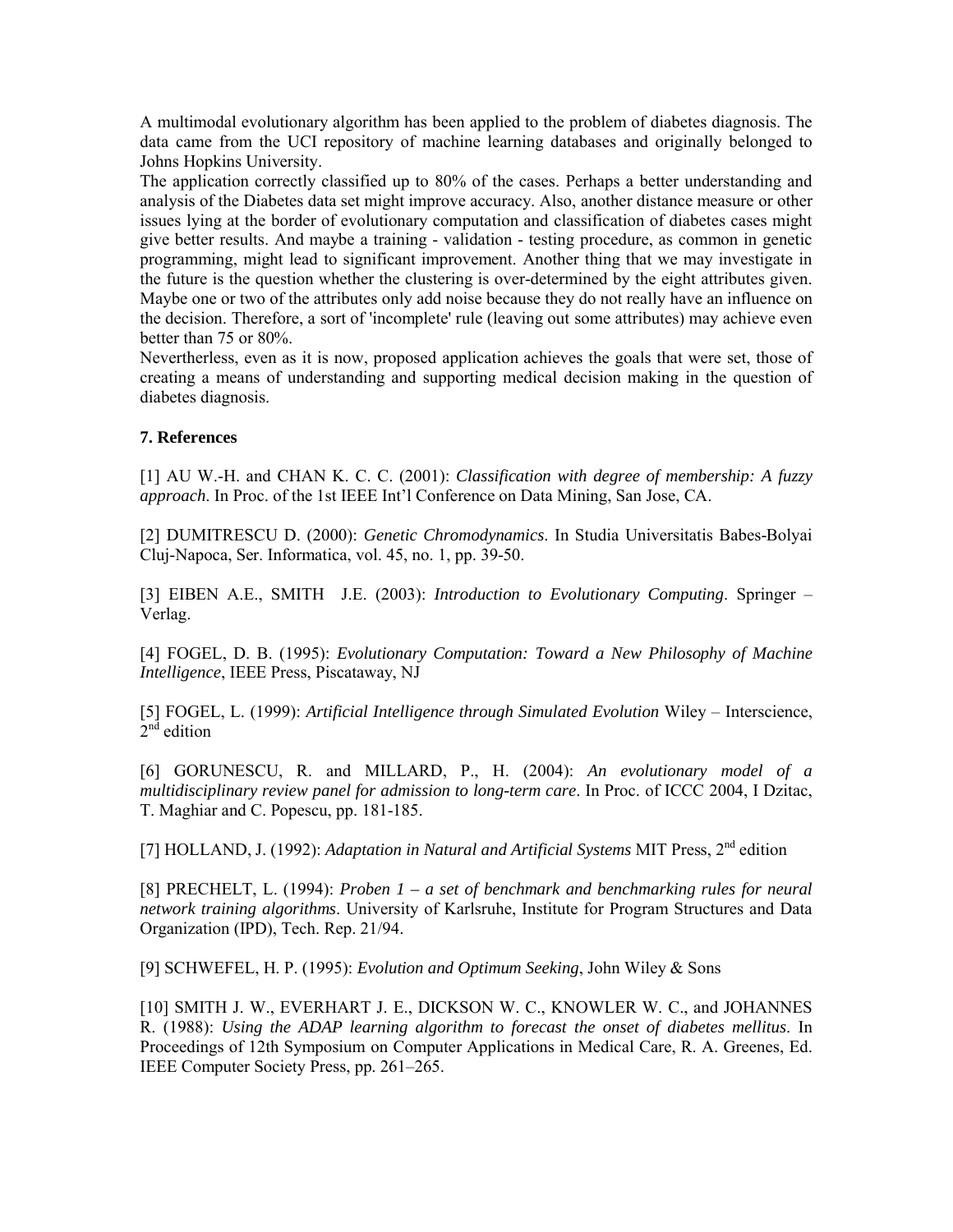A multimodal evolutionary algorithm has been applied to the problem of diabetes diagnosis. The data came from the UCI repository of machine learning databases and originally belonged to Johns Hopkins University.

The application correctly classified up to 80% of the cases. Perhaps a better understanding and analysis of the Diabetes data set might improve accuracy. Also, another distance measure or other issues lying at the border of evolutionary computation and classification of diabetes cases might give better results. And maybe a training - validation - testing procedure, as common in genetic programming, might lead to significant improvement. Another thing that we may investigate in the future is the question whether the clustering is over-determined by the eight attributes given. Maybe one or two of the attributes only add noise because they do not really have an influence on the decision. Therefore, a sort of 'incomplete' rule (leaving out some attributes) may achieve even better than 75 or 80%.

Nevertheless, even as it is now, proposed application achieves the goals that were set, those of creating a means of understanding and supporting medical decision making in the question of diabetes diagnosis.

## 7. References

[1] AU W.-H. and CHAN K. C. C. (2001): *Classification with degree of membership: A fuzzy approach*. In Proc. of the 1st IEEE Int'l Conference on Data Mining, San Jose, CA.

[2] DUMITRESCU D. (2000): *Genetic Chromodynamics*. In Studia Universitatis Babes-Bolyai Cluj-Napoca, Ser. Informatica, vol. 45, no. 1, pp. 39-50.

[3] EIBEN A.E., SMITH J.E. (2003): *Introduction to Evolutionary Computing*. Springer – Verlag.

[4] FOGEL, D. B. (1995): *Evolutionary Computation: Toward a New Philosophy of Machine Intelligence*, IEEE Press, Piscataway, NJ

[5] FOGEL, L. (1999): *Artificial Intelligence through Simulated Evolution* Wiley – Interscience, 2nd edition

[6] GORUNESCU, R. and MILLARD, P., H. (2004): *An evolutionary model of a multidisciplinary review panel for admission to long-term care*. In Proc. of ICCC 2004, I Dzitac, T. Maghiar and C. Popescu, pp. 181-185.

[7] HOLLAND, J. (1992): *Adaptation in Natural and Artificial Systems* MIT Press, 2nd edition

[8] PRECHELT, L. (1994): *Proben 1 – a set of benchmark and benchmarking rules for neural network training algorithms*. University of Karlsruhe, Institute for Program Structures and Data Organization (IPD), Tech. Rep. 21/94.

[9] SCHWEFEL, H. P. (1995): *Evolution and Optimum Seeking*, John Wiley & Sons

[10] SMITH J. W., EVERHART J. E., DICKSON W. C., KNOWLER W. C., and JOHANNES R. (1988): *Using the ADAP learning algorithm to forecast the onset of diabetes mellitus*. In Proceedings of 12th Symposium on Computer Applications in Medical Care, R. A. Greenes, Ed. IEEE Computer Society Press, pp. 261–265.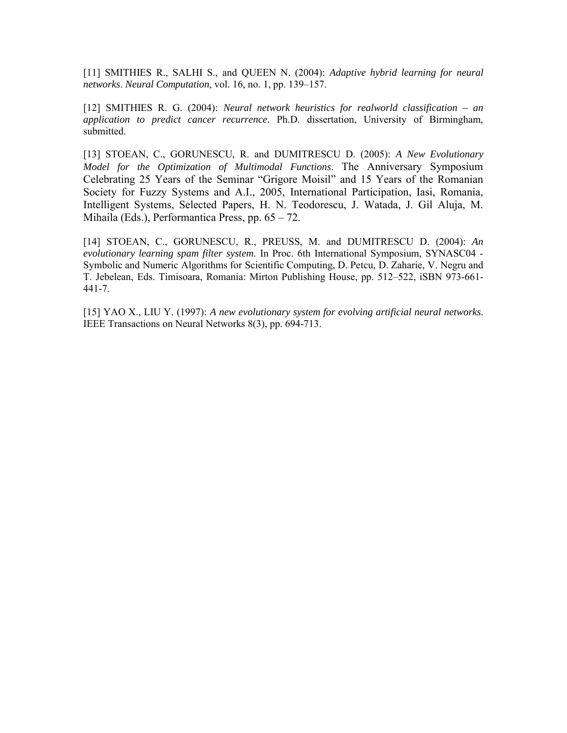[11] SMITHIES R., SALHI S., and QUEEN N. (2004): *Adaptive hybrid learning for neural networks*. *Neural Computation*, vol. 16, no. 1, pp. 139–157.

[12] SMITHIES R. G. (2004): *Neural network heuristics for realworld classification – an application to predict cancer recurrence*. Ph.D. dissertation, University of Birmingham, submitted.

[13] STOEAN, C., GORUNESCU, R. and DUMITRESCU D. (2005): *A New Evolutionary Model for the Optimization of Multimodal Functions*. The Anniversary Symposium Celebrating 25 Years of the Seminar "Grigore Moisil" and 15 Years of the Romanian Society for Fuzzy Systems and A.I., 2005, International Participation, Iasi, Romania, Intelligent Systems, Selected Papers, H. N. Teodorescu, J. Watada, J. Gil Aluja, M. Mihaila (Eds.), Performantica Press, pp. 65 – 72.

[14] STOEAN, C., GORUNESCU, R., PREUSS, M. and DUMITRESCU D. (2004): *An evolutionary learning spam filter system*. In Proc. 6th International Symposium, SYNASC04 - Symbolic and Numeric Algorithms for Scientific Computing, D. Petcu, D. Zaharie, V. Negru and T. Jebelean, Eds. Timisoara, Romania: Mirton Publishing House, pp. 512–522, iSBN 973-661-441-7.

[15] YAO X., LIU Y. (1997): *A new evolutionary system for evolving artificial neural networks.* IEEE Transactions on Neural Networks 8(3), pp. 694-713.